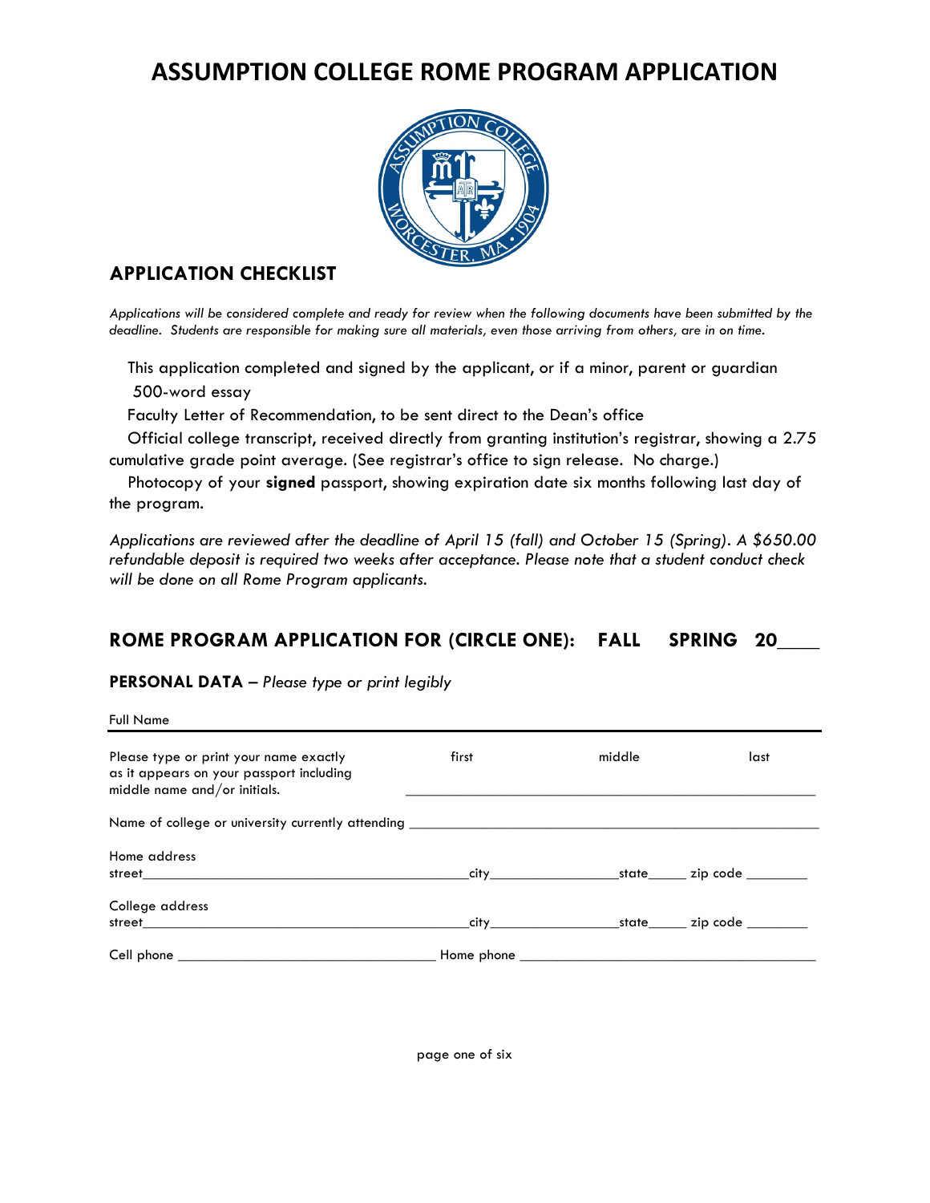# ASSUMPTION COLLEGE ROME PROGRAM APPLICATION

## APPLICATION CHECKLIST

*Applications will be considered complete and ready for review when the following documents have been submitted by the deadline. Students are responsible for making sure all materials, even those arriving from others, are in on time.*

- This application completed and signed by the applicant, or if a minor, parent or guardian
- 500-word essay
- Faculty Letter of Recommendation, to be sent direct to the Dean's office
- Official college transcript, received directly from granting institution's registrar, showing a 2.75 cumulative grade point average. (See registrar's office to sign release. No charge.)
- Photocopy of your **signed** passport, showing expiration date six months following last day of the program.

*Applications are reviewed after the deadline of April 15 (fall) and October 15 (Spring). A $650.00 refundable deposit is required two weeks after acceptance. Please note that a student conduct check will be done on all Rome Program applicants.*

## ROME PROGRAM APPLICATION FOR (CIRCLE ONE): FALL SPRING 20____

**PERSONAL DATA** – *Please type or print legibly*

Full Name

Please type or print your name exactly as it appears on your passport including middle name and/or initials.

first ______________ middle ______________ last ______________

Name of college or university currently attending ________________________________

Home address
street______________________________ city______________ state_____ zip code ________

College address
street______________________________ city______________ state_____ zip code ________

Cell phone ______________________ Home phone ______________________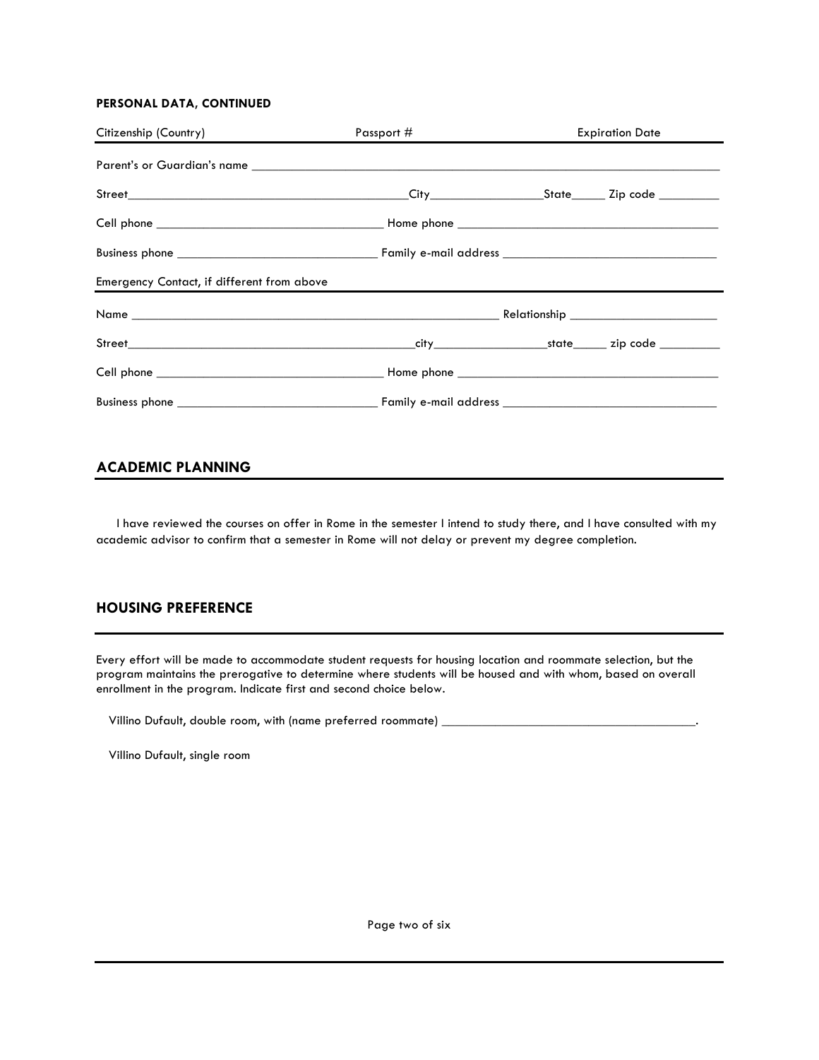**PERSONAL DATA, CONTINUED**

| Citizenship (Country) | Passport # | Expiration Date |
|---|---|---|

Parent's or Guardian's name ___________________________________________________________________________

Street_____________________________________________City__________________State______ Zip code __________

Cell phone ____________________________________ Home phone ________________________________________

Business phone ________________________________ Family e-mail address __________________________________

Emergency Contact, if different from above

Name ____________________________________________________________ Relationship _______________________

Street______________________________________________city__________________state______ zip code __________

Cell phone ____________________________________ Home phone ________________________________________

Business phone ________________________________ Family e-mail address __________________________________

## ACADEMIC PLANNING

I have reviewed the courses on offer in Rome in the semester I intend to study there, and I have consulted with my academic advisor to confirm that a semester in Rome will not delay or prevent my degree completion.

## HOUSING PREFERENCE

Every effort will be made to accommodate student requests for housing location and roommate selection, but the program maintains the prerogative to determine where students will be housed and with whom, based on overall enrollment in the program. Indicate first and second choice below.

Villino Dufault, double room, with (name preferred roommate) _________________________________________.

Villino Dufault, single room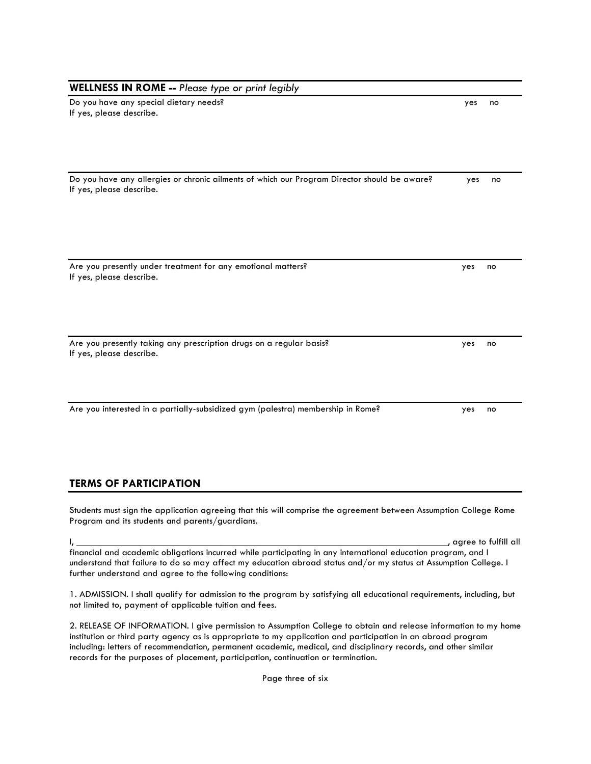## WELLNESS IN ROME -- *Please type or print legibly*

Do you have any special dietary needs? yes no
If yes, please describe.

Do you have any allergies or chronic ailments of which our Program Director should be aware? yes no
If yes, please describe.

Are you presently under treatment for any emotional matters? yes no
If yes, please describe.

Are you presently taking any prescription drugs on a regular basis? yes no
If yes, please describe.

Are you interested in a partially-subsidized gym (palestra) membership in Rome? yes no

## TERMS OF PARTICIPATION

Students must sign the application agreeing that this will comprise the agreement between Assumption College Rome Program and its students and parents/guardians.

I, ______________________________________________________________________________, agree to fulfill all financial and academic obligations incurred while participating in any international education program, and I understand that failure to do so may affect my education abroad status and/or my status at Assumption College. I further understand and agree to the following conditions:

1. ADMISSION. I shall qualify for admission to the program by satisfying all educational requirements, including, but not limited to, payment of applicable tuition and fees.

2. RELEASE OF INFORMATION. I give permission to Assumption College to obtain and release information to my home institution or third party agency as is appropriate to my application and participation in an abroad program including: letters of recommendation, permanent academic, medical, and disciplinary records, and other similar records for the purposes of placement, participation, continuation or termination.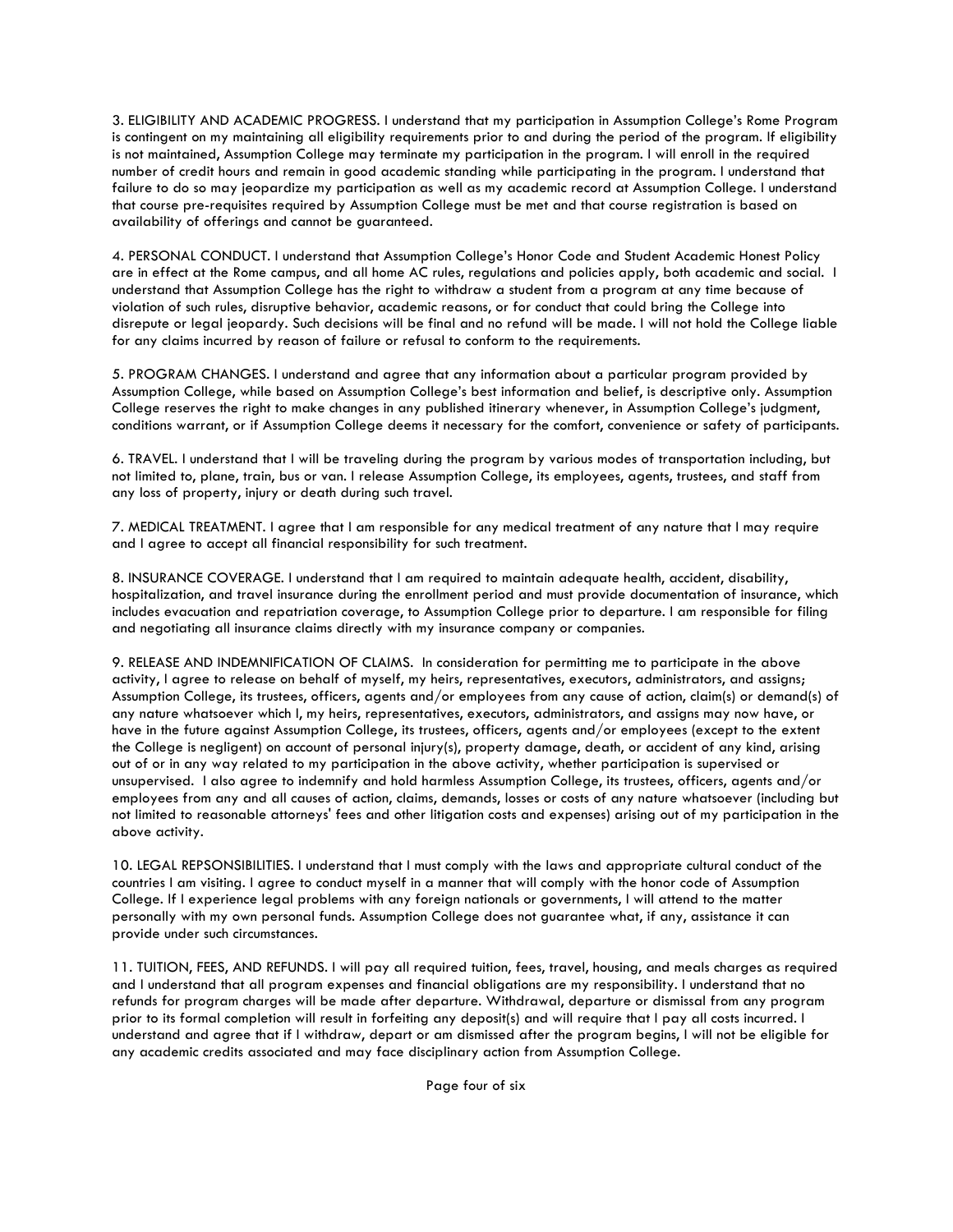3. ELIGIBILITY AND ACADEMIC PROGRESS. I understand that my participation in Assumption College's Rome Program is contingent on my maintaining all eligibility requirements prior to and during the period of the program. If eligibility is not maintained, Assumption College may terminate my participation in the program. I will enroll in the required number of credit hours and remain in good academic standing while participating in the program. I understand that failure to do so may jeopardize my participation as well as my academic record at Assumption College. I understand that course pre-requisites required by Assumption College must be met and that course registration is based on availability of offerings and cannot be guaranteed.

4. PERSONAL CONDUCT. I understand that Assumption College's Honor Code and Student Academic Honest Policy are in effect at the Rome campus, and all home AC rules, regulations and policies apply, both academic and social. I understand that Assumption College has the right to withdraw a student from a program at any time because of violation of such rules, disruptive behavior, academic reasons, or for conduct that could bring the College into disrepute or legal jeopardy. Such decisions will be final and no refund will be made. I will not hold the College liable for any claims incurred by reason of failure or refusal to conform to the requirements.

5. PROGRAM CHANGES. I understand and agree that any information about a particular program provided by Assumption College, while based on Assumption College's best information and belief, is descriptive only. Assumption College reserves the right to make changes in any published itinerary whenever, in Assumption College's judgment, conditions warrant, or if Assumption College deems it necessary for the comfort, convenience or safety of participants.

6. TRAVEL. I understand that I will be traveling during the program by various modes of transportation including, but not limited to, plane, train, bus or van. I release Assumption College, its employees, agents, trustees, and staff from any loss of property, injury or death during such travel.

7. MEDICAL TREATMENT. I agree that I am responsible for any medical treatment of any nature that I may require and I agree to accept all financial responsibility for such treatment.

8. INSURANCE COVERAGE. I understand that I am required to maintain adequate health, accident, disability, hospitalization, and travel insurance during the enrollment period and must provide documentation of insurance, which includes evacuation and repatriation coverage, to Assumption College prior to departure. I am responsible for filing and negotiating all insurance claims directly with my insurance company or companies.

9. RELEASE AND INDEMNIFICATION OF CLAIMS. In consideration for permitting me to participate in the above activity, I agree to release on behalf of myself, my heirs, representatives, executors, administrators, and assigns; Assumption College, its trustees, officers, agents and/or employees from any cause of action, claim(s) or demand(s) of any nature whatsoever which I, my heirs, representatives, executors, administrators, and assigns may now have, or have in the future against Assumption College, its trustees, officers, agents and/or employees (except to the extent the College is negligent) on account of personal injury(s), property damage, death, or accident of any kind, arising out of or in any way related to my participation in the above activity, whether participation is supervised or unsupervised. I also agree to indemnify and hold harmless Assumption College, its trustees, officers, agents and/or employees from any and all causes of action, claims, demands, losses or costs of any nature whatsoever (including but not limited to reasonable attorneys' fees and other litigation costs and expenses) arising out of my participation in the above activity.

10. LEGAL REPSONSIBILITIES. I understand that I must comply with the laws and appropriate cultural conduct of the countries I am visiting. I agree to conduct myself in a manner that will comply with the honor code of Assumption College. If I experience legal problems with any foreign nationals or governments, I will attend to the matter personally with my own personal funds. Assumption College does not guarantee what, if any, assistance it can provide under such circumstances.

11. TUITION, FEES, AND REFUNDS. I will pay all required tuition, fees, travel, housing, and meals charges as required and I understand that all program expenses and financial obligations are my responsibility. I understand that no refunds for program charges will be made after departure. Withdrawal, departure or dismissal from any program prior to its formal completion will result in forfeiting any deposit(s) and will require that I pay all costs incurred. I understand and agree that if I withdraw, depart or am dismissed after the program begins, I will not be eligible for any academic credits associated and may face disciplinary action from Assumption College.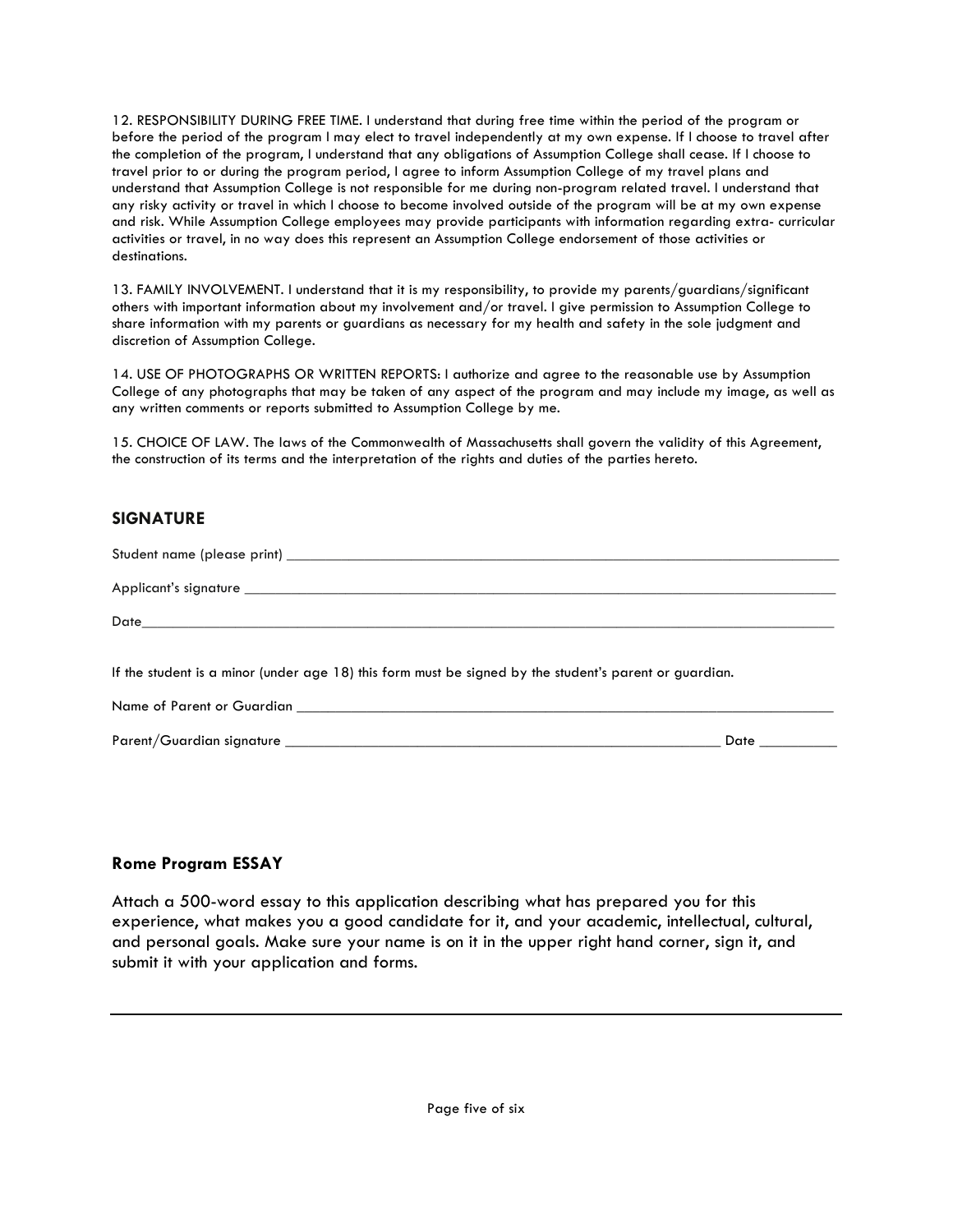12. RESPONSIBILITY DURING FREE TIME. I understand that during free time within the period of the program or before the period of the program I may elect to travel independently at my own expense. If I choose to travel after the completion of the program, I understand that any obligations of Assumption College shall cease. If I choose to travel prior to or during the program period, I agree to inform Assumption College of my travel plans and understand that Assumption College is not responsible for me during non-program related travel. I understand that any risky activity or travel in which I choose to become involved outside of the program will be at my own expense and risk. While Assumption College employees may provide participants with information regarding extra- curricular activities or travel, in no way does this represent an Assumption College endorsement of those activities or destinations.

13. FAMILY INVOLVEMENT. I understand that it is my responsibility, to provide my parents/guardians/significant others with important information about my involvement and/or travel. I give permission to Assumption College to share information with my parents or guardians as necessary for my health and safety in the sole judgment and discretion of Assumption College.

14. USE OF PHOTOGRAPHS OR WRITTEN REPORTS: I authorize and agree to the reasonable use by Assumption College of any photographs that may be taken of any aspect of the program and may include my image, as well as any written comments or reports submitted to Assumption College by me.

15. CHOICE OF LAW. The laws of the Commonwealth of Massachusetts shall govern the validity of this Agreement, the construction of its terms and the interpretation of the rights and duties of the parties hereto.

## SIGNATURE

Student name (please print) ___________________________________________________________

Applicant's signature ________________________________________________________________

Date________________________________________________________________________________

If the student is a minor (under age 18) this form must be signed by the student's parent or guardian.

Name of Parent or Guardian ___________________________________________________________

Parent/Guardian signature ______________________________________________ Date __________

## Rome Program ESSAY

Attach a 500-word essay to this application describing what has prepared you for this experience, what makes you a good candidate for it, and your academic, intellectual, cultural, and personal goals. Make sure your name is on it in the upper right hand corner, sign it, and submit it with your application and forms.

---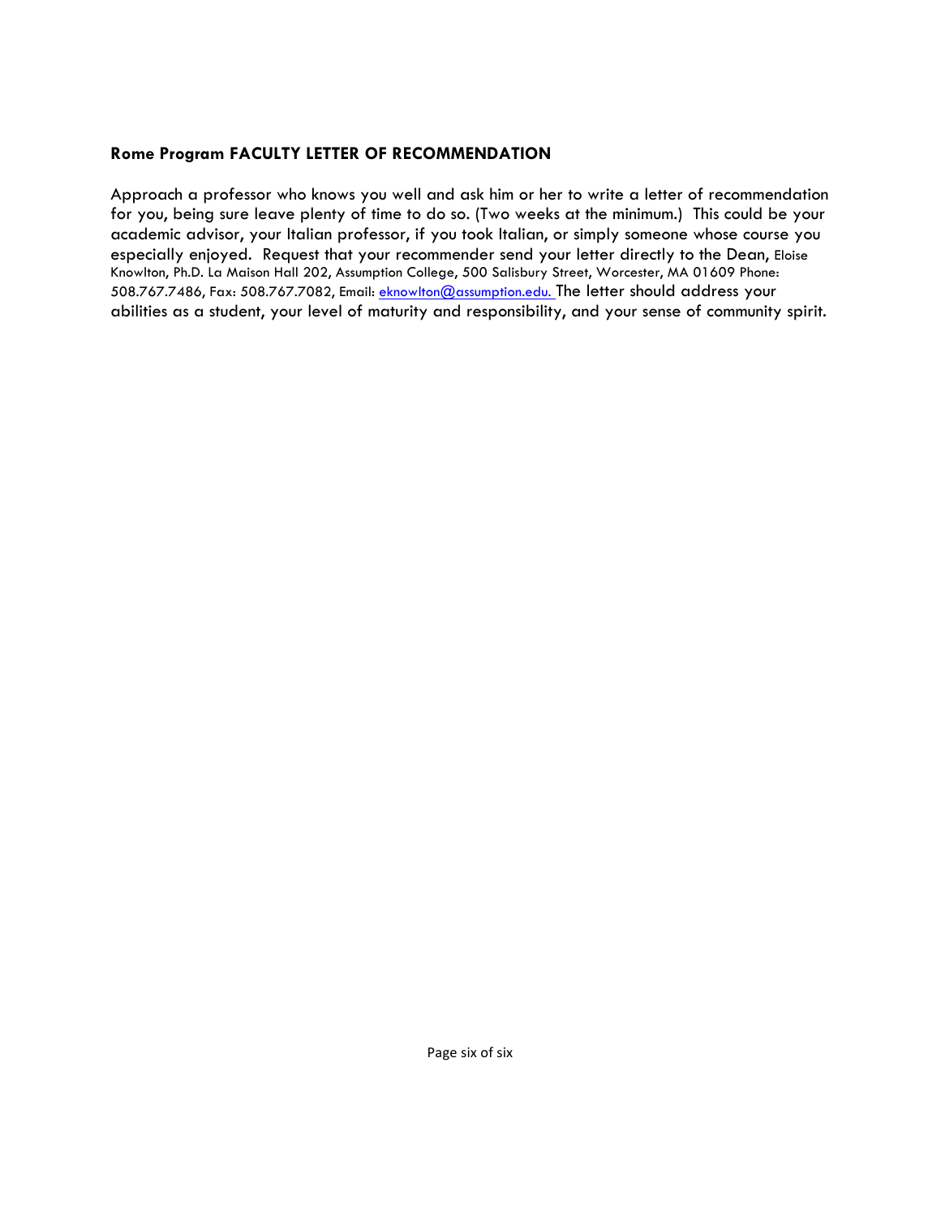**Rome Program FACULTY LETTER OF RECOMMENDATION**

Approach a professor who knows you well and ask him or her to write a letter of recommendation for you, being sure leave plenty of time to do so. (Two weeks at the minimum.) This could be your academic advisor, your Italian professor, if you took Italian, or simply someone whose course you especially enjoyed. Request that your recommender send your letter directly to the Dean, Eloise Knowlton, Ph.D. La Maison Hall 202, Assumption College, 500 Salisbury Street, Worcester, MA 01609 Phone: 508.767.7486, Fax: 508.767.7082, Email: eknowlton@assumption.edu. The letter should address your abilities as a student, your level of maturity and responsibility, and your sense of community spirit.